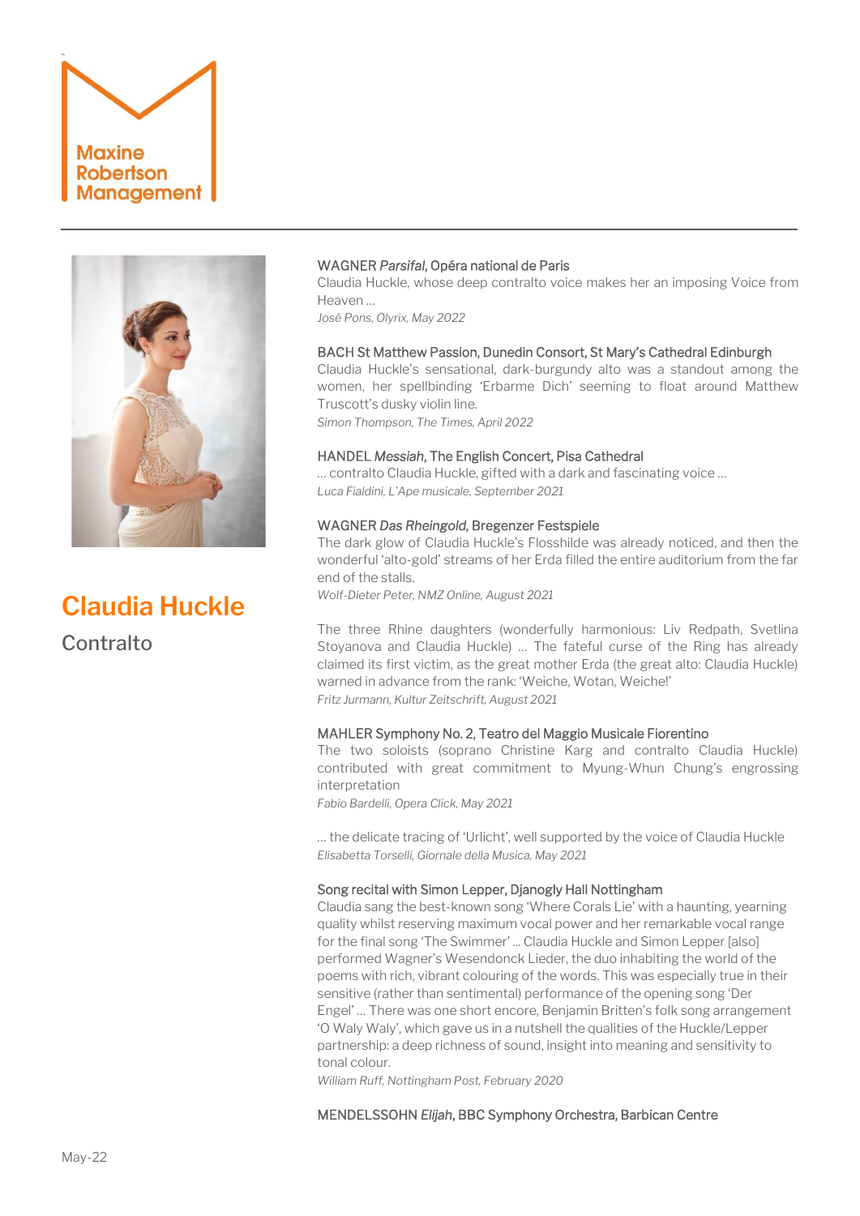Maxine Robertson Management

# Claudia Huckle

Contralto

### WAGNER *Parsifal*, Opéra national de Paris

Claudia Huckle, whose deep contralto voice makes her an imposing Voice from Heaven …

*José Pons, Olyrix, May 2022*

### BACH St Matthew Passion, Dunedin Consort, St Mary's Cathedral Edinburgh

Claudia Huckle's sensational, dark-burgundy alto was a standout among the women, her spellbinding 'Erbarme Dich' seeming to float around Matthew Truscott's dusky violin line.

*Simon Thompson, The Times, April 2022*

### HANDEL *Messiah*, The English Concert, Pisa Cathedral

… contralto Claudia Huckle, gifted with a dark and fascinating voice …

*Luca Fialdini, L'Ape musicale, September 2021*

### WAGNER *Das Rheingold*, Bregenzer Festspiele

The dark glow of Claudia Huckle's Flosshilde was already noticed, and then the wonderful 'alto-gold' streams of her Erda filled the entire auditorium from the far end of the stalls.

*Wolf-Dieter Peter, NMZ Online, August 2021*

The three Rhine daughters (wonderfully harmonious: Liv Redpath, Svetlina Stoyanova and Claudia Huckle) … The fateful curse of the Ring has already claimed its first victim, as the great mother Erda (the great alto: Claudia Huckle) warned in advance from the rank: 'Weiche, Wotan, Weiche!'

*Fritz Jurmann, Kultur Zeitschrift, August 2021*

### MAHLER Symphony No. 2, Teatro del Maggio Musicale Fiorentino

The two soloists (soprano Christine Karg and contralto Claudia Huckle) contributed with great commitment to Myung-Whun Chung's engrossing interpretation

*Fabio Bardelli, Opera Click, May 2021*

… the delicate tracing of 'Urlicht', well supported by the voice of Claudia Huckle

*Elisabetta Torselli, Giornale della Musica, May 2021*

### Song recital with Simon Lepper, Djanogly Hall Nottingham

Claudia sang the best-known song 'Where Corals Lie' with a haunting, yearning quality whilst reserving maximum vocal power and her remarkable vocal range for the final song 'The Swimmer' … Claudia Huckle and Simon Lepper [also] performed Wagner's Wesendonck Lieder, the duo inhabiting the world of the poems with rich, vibrant colouring of the words. This was especially true in their sensitive (rather than sentimental) performance of the opening song 'Der Engel' … There was one short encore, Benjamin Britten's folk song arrangement 'O Waly Waly', which gave us in a nutshell the qualities of the Huckle/Lepper partnership: a deep richness of sound, insight into meaning and sensitivity to tonal colour.

*William Ruff, Nottingham Post, February 2020*

### MENDELSSOHN *Elijah*, BBC Symphony Orchestra, Barbican Centre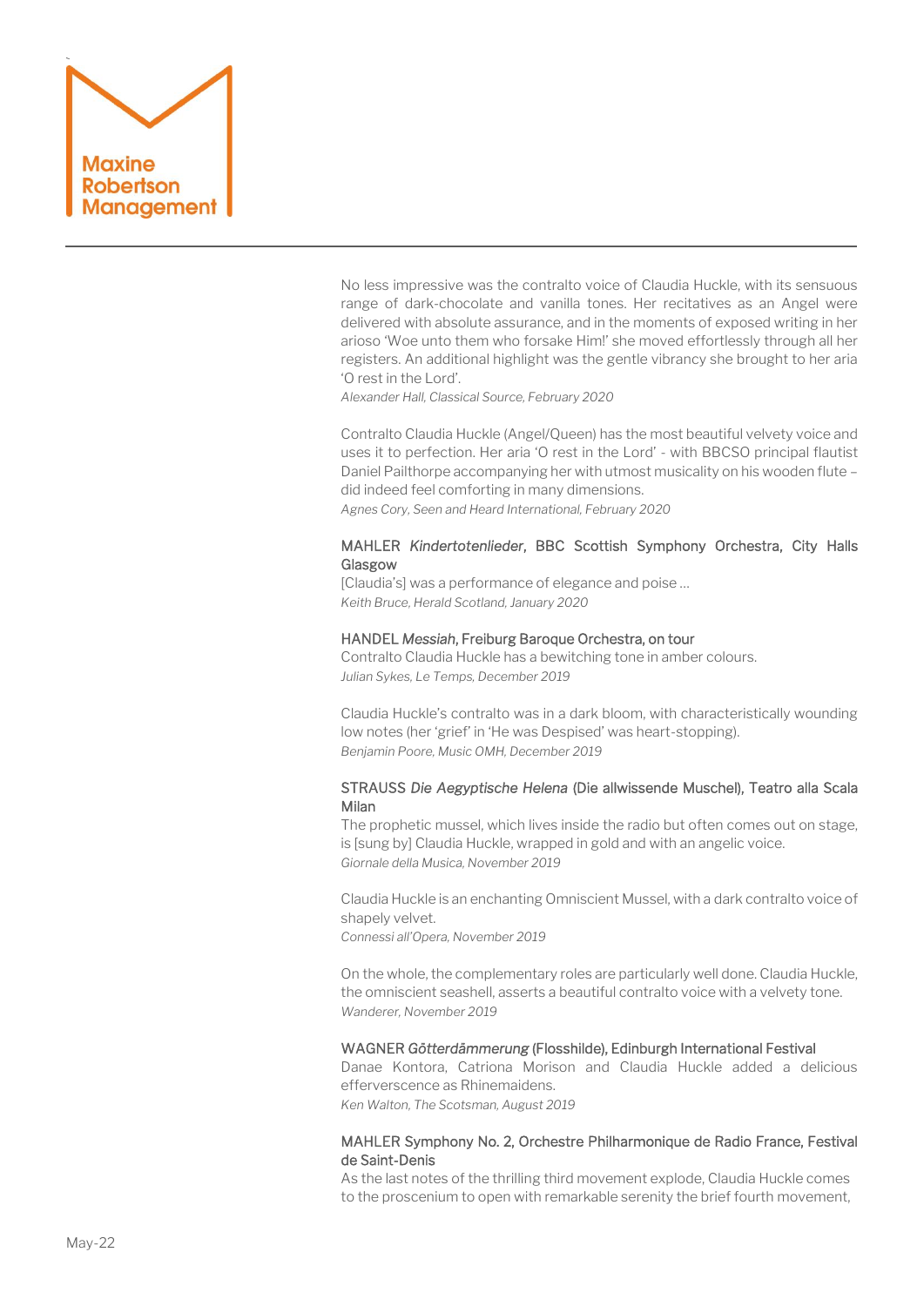No less impressive was the contralto voice of Claudia Huckle, with its sensuous range of dark-chocolate and vanilla tones. Her recitatives as an Angel were delivered with absolute assurance, and in the moments of exposed writing in her arioso 'Woe unto them who forsake Him!' she moved effortlessly through all her registers. An additional highlight was the gentle vibrancy she brought to her aria 'O rest in the Lord'.
*Alexander Hall, Classical Source, February 2020*

Contralto Claudia Huckle (Angel/Queen) has the most beautiful velvety voice and uses it to perfection. Her aria 'O rest in the Lord' - with BBCSO principal flautist Daniel Pailthorpe accompanying her with utmost musicality on his wooden flute – did indeed feel comforting in many dimensions.
*Agnes Cory, Seen and Heard International, February 2020*

MAHLER *Kindertotenlieder*, BBC Scottish Symphony Orchestra, City Halls Glasgow
[Claudia's] was a performance of elegance and poise …
*Keith Bruce, Herald Scotland, January 2020*

HANDEL *Messiah*, Freiburg Baroque Orchestra, on tour
Contralto Claudia Huckle has a bewitching tone in amber colours.
*Julian Sykes, Le Temps, December 2019*

Claudia Huckle's contralto was in a dark bloom, with characteristically wounding low notes (her 'grief' in 'He was Despised' was heart-stopping).
*Benjamin Poore, Music OMH, December 2019*

STRAUSS *Die Aegyptische Helena* (Die allwissende Muschel), Teatro alla Scala Milan
The prophetic mussel, which lives inside the radio but often comes out on stage, is [sung by] Claudia Huckle, wrapped in gold and with an angelic voice.
*Giornale della Musica, November 2019*

Claudia Huckle is an enchanting Omniscient Mussel, with a dark contralto voice of shapely velvet.
*Connessi all'Opera, November 2019*

On the whole, the complementary roles are particularly well done. Claudia Huckle, the omniscient seashell, asserts a beautiful contralto voice with a velvety tone.
*Wanderer, November 2019*

WAGNER *Götterdämmerung* (Flosshilde), Edinburgh International Festival
Danae Kontora, Catriona Morison and Claudia Huckle added a delicious efferverscence as Rhinemaidens.
*Ken Walton, The Scotsman, August 2019*

MAHLER Symphony No. 2, Orchestre Philharmonique de Radio France, Festival de Saint-Denis
As the last notes of the thrilling third movement explode, Claudia Huckle comes to the proscenium to open with remarkable serenity the brief fourth movement,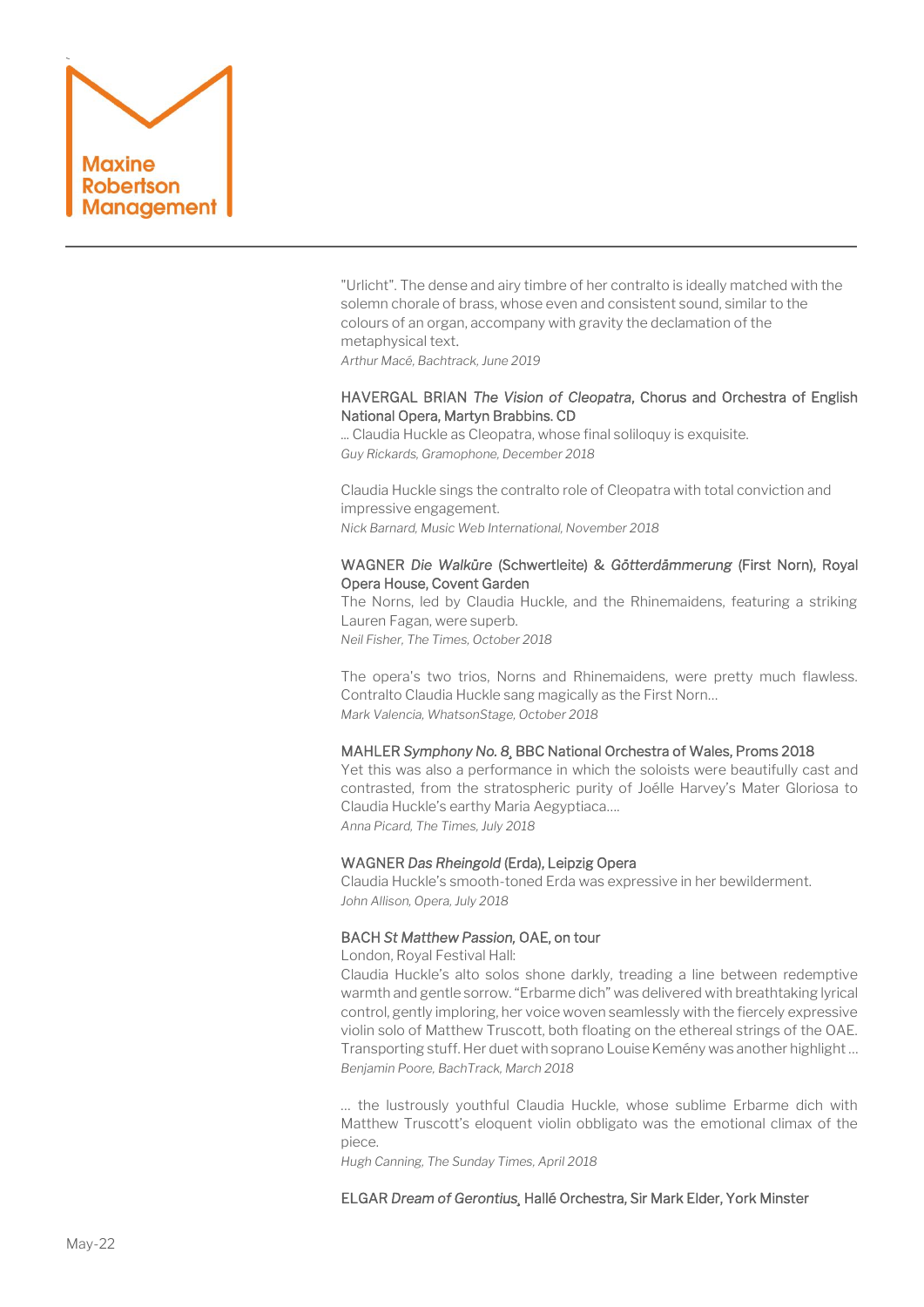"Urlicht". The dense and airy timbre of her contralto is ideally matched with the solemn chorale of brass, whose even and consistent sound, similar to the colours of an organ, accompany with gravity the declamation of the metaphysical text.
*Arthur Macé, Bachtrack, June 2019*

HAVERGAL BRIAN *The Vision of Cleopatra*, Chorus and Orchestra of English National Opera, Martyn Brabbins. CD
… Claudia Huckle as Cleopatra, whose final soliloquy is exquisite.
*Guy Rickards, Gramophone, December 2018*

Claudia Huckle sings the contralto role of Cleopatra with total conviction and impressive engagement.
*Nick Barnard, Music Web International, November 2018*

WAGNER *Die Walküre* (Schwertleite) & *Götterdämmerung* (First Norn), Royal Opera House, Covent Garden
The Norns, led by Claudia Huckle, and the Rhinemaidens, featuring a striking Lauren Fagan, were superb.
*Neil Fisher, The Times, October 2018*

The opera's two trios, Norns and Rhinemaidens, were pretty much flawless. Contralto Claudia Huckle sang magically as the First Norn…
*Mark Valencia, WhatsonStage, October 2018*

MAHLER *Symphony No. 8*, BBC National Orchestra of Wales, Proms 2018
Yet this was also a performance in which the soloists were beautifully cast and contrasted, from the stratospheric purity of Joélle Harvey's Mater Gloriosa to Claudia Huckle's earthy Maria Aegyptiaca….
*Anna Picard, The Times, July 2018*

WAGNER *Das Rheingold* (Erda), Leipzig Opera
Claudia Huckle's smooth-toned Erda was expressive in her bewilderment.
*John Allison, Opera, July 2018*

BACH *St Matthew Passion*, OAE, on tour
London, Royal Festival Hall:
Claudia Huckle's alto solos shone darkly, treading a line between redemptive warmth and gentle sorrow. "Erbarme dich" was delivered with breathtaking lyrical control, gently imploring, her voice woven seamlessly with the fiercely expressive violin solo of Matthew Truscott, both floating on the ethereal strings of the OAE. Transporting stuff. Her duet with soprano Louise Kemény was another highlight …
*Benjamin Poore, BachTrack, March 2018*

… the lustrously youthful Claudia Huckle, whose sublime Erbarme dich with Matthew Truscott's eloquent violin obbligato was the emotional climax of the piece.
*Hugh Canning, The Sunday Times, April 2018*

ELGAR *Dream of Gerontius*, Hallé Orchestra, Sir Mark Elder, York Minster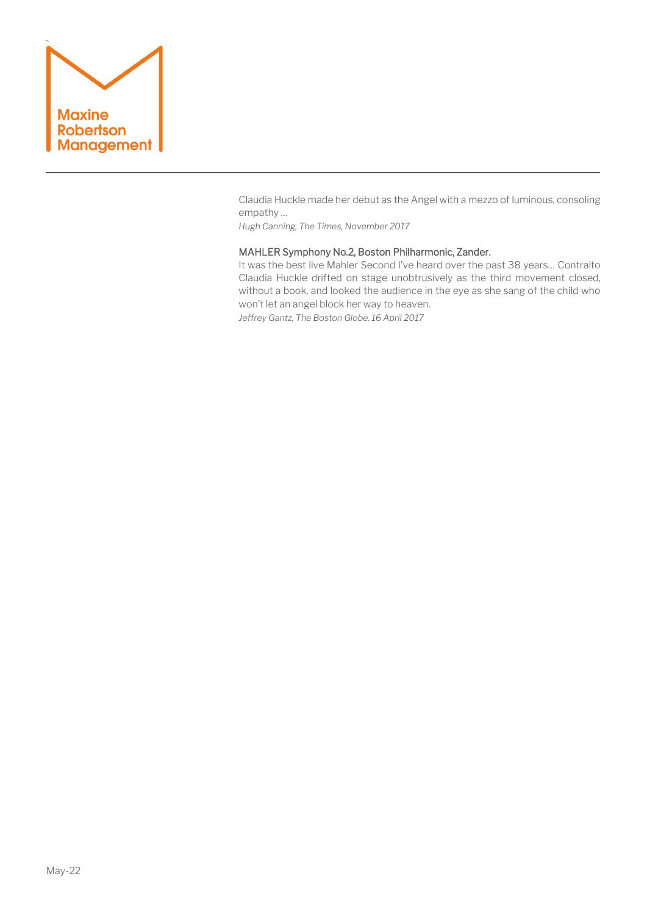Claudia Huckle made her debut as the Angel with a mezzo of luminous, consoling empathy …
*Hugh Canning, The Times, November 2017*

MAHLER Symphony No.2, Boston Philharmonic, Zander.
It was the best live Mahler Second I've heard over the past 38 years… Contralto Claudia Huckle drifted on stage unobtrusively as the third movement closed, without a book, and looked the audience in the eye as she sang of the child who won't let an angel block her way to heaven.
*Jeffrey Gantz, The Boston Globe, 16 April 2017*